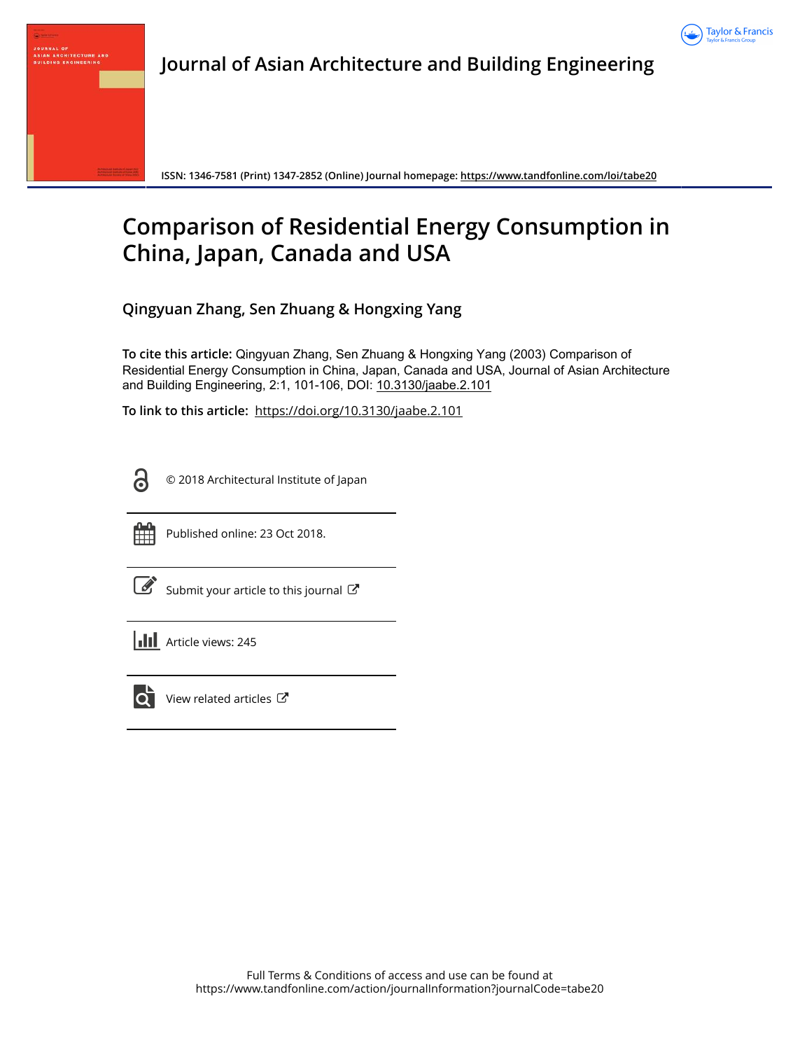Journal of Asian Architecture and Building Engineering

ISSN: 1346-7581 (Print) 1347-2852 (Online) Journal homepage: https://www.tandfonline.com/loi/tabe20

# Comparison of Residential Energy Consumption in China, Japan, Canada and USA

**Qingyuan Zhang, Sen Zhuang & Hongxing Yang**

**To cite this article:** Qingyuan Zhang, Sen Zhuang & Hongxing Yang (2003) Comparison of Residential Energy Consumption in China, Japan, Canada and USA, Journal of Asian Architecture and Building Engineering, 2:1, 101-106, DOI: 10.3130/jaabe.2.101

**To link to this article:** https://doi.org/10.3130/jaabe.2.101

© 2018 Architectural Institute of Japan

Published online: 23 Oct 2018.

Submit your article to this journal

Article views: 245

View related articles

Full Terms & Conditions of access and use can be found at
https://www.tandfonline.com/action/journalInformation?journalCode=tabe20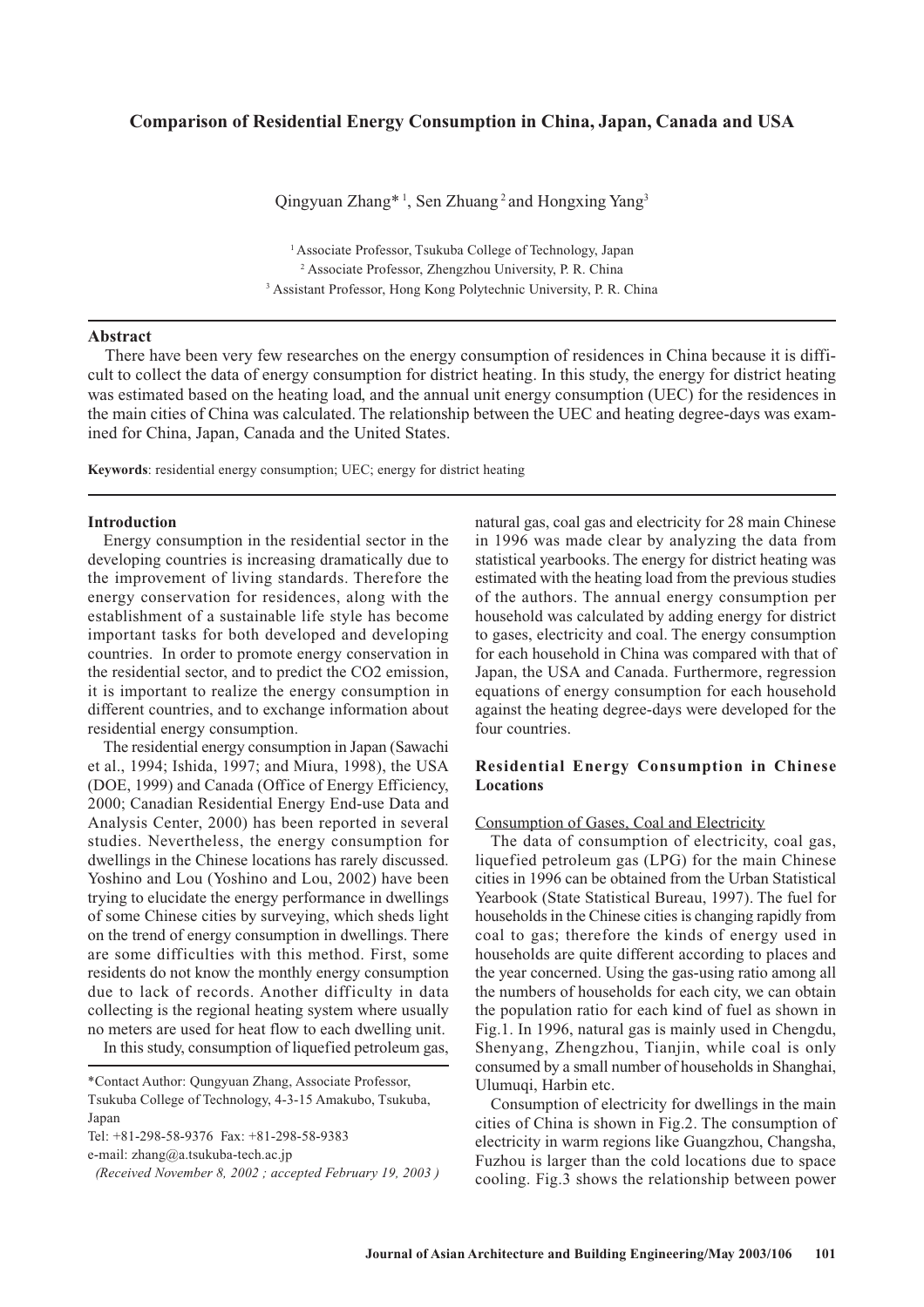# Comparison of Residential Energy Consumption in China, Japan, Canada and USA

Qingyuan Zhang*[1], Sen Zhuang[2] and Hongxing Yang[3]

[1] Associate Professor, Tsukuba College of Technology, Japan
[2] Associate Professor, Zhengzhou University, P. R. China
[3] Assistant Professor, Hong Kong Polytechnic University, P. R. China

## Abstract

There have been very few researches on the energy consumption of residences in China because it is difficult to collect the data of energy consumption for district heating. In this study, the energy for district heating was estimated based on the heating load, and the annual unit energy consumption (UEC) for the residences in the main cities of China was calculated. The relationship between the UEC and heating degree-days was examined for China, Japan, Canada and the United States.

**Keywords**: residential energy consumption; UEC; energy for district heating

## Introduction

Energy consumption in the residential sector in the developing countries is increasing dramatically due to the improvement of living standards. Therefore the energy conservation for residences, along with the establishment of a sustainable life style has become important tasks for both developed and developing countries. In order to promote energy conservation in the residential sector, and to predict the CO2 emission, it is important to realize the energy consumption in different countries, and to exchange information about residential energy consumption.

The residential energy consumption in Japan (Sawachi et al., 1994; Ishida, 1997; and Miura, 1998), the USA (DOE, 1999) and Canada (Office of Energy Efficiency, 2000; Canadian Residential Energy End-use Data and Analysis Center, 2000) has been reported in several studies. Nevertheless, the energy consumption for dwellings in the Chinese locations has rarely discussed. Yoshino and Lou (Yoshino and Lou, 2002) have been trying to elucidate the energy performance in dwellings of some Chinese cities by surveying, which sheds light on the trend of energy consumption in dwellings. There are some difficulties with this method. First, some residents do not know the monthly energy consumption due to lack of records. Another difficulty in data collecting is the regional heating system where usually no meters are used for heat flow to each dwelling unit.

In this study, consumption of liquefied petroleum gas, natural gas, coal gas and electricity for 28 main Chinese in 1996 was made clear by analyzing the data from statistical yearbooks. The energy for district heating was estimated with the heating load from the previous studies of the authors. The annual energy consumption per household was calculated by adding energy for district to gases, electricity and coal. The energy consumption for each household in China was compared with that of Japan, the USA and Canada. Furthermore, regression equations of energy consumption for each household against the heating degree-days were developed for the four countries.

## Residential Energy Consumption in Chinese Locations

### Consumption of Gases, Coal and Electricity

The data of consumption of electricity, coal gas, liquefied petroleum gas (LPG) for the main Chinese cities in 1996 can be obtained from the Urban Statistical Yearbook (State Statistical Bureau, 1997). The fuel for households in the Chinese cities is changing rapidly from coal to gas; therefore the kinds of energy used in households are quite different according to places and the year concerned. Using the gas-using ratio among all the numbers of households for each city, we can obtain the population ratio for each kind of fuel as shown in Fig.1. In 1996, natural gas is mainly used in Chengdu, Shenyang, Zhengzhou, Tianjin, while coal is only consumed by a small number of households in Shanghai, Ulumuqi, Harbin etc.

Consumption of electricity for dwellings in the main cities of China is shown in Fig.2. The consumption of electricity in warm regions like Guangzhou, Changsha, Fuzhou is larger than the cold locations due to space cooling. Fig.3 shows the relationship between power

\*Contact Author: Qungyuan Zhang, Associate Professor, Tsukuba College of Technology, 4-3-15 Amakubo, Tsukuba, Japan
Tel: +81-298-58-9376 Fax: +81-298-58-9383
e-mail: zhang@a.tsukuba-tech.ac.jp

*(Received November 8, 2002 ; accepted February 19, 2003 )*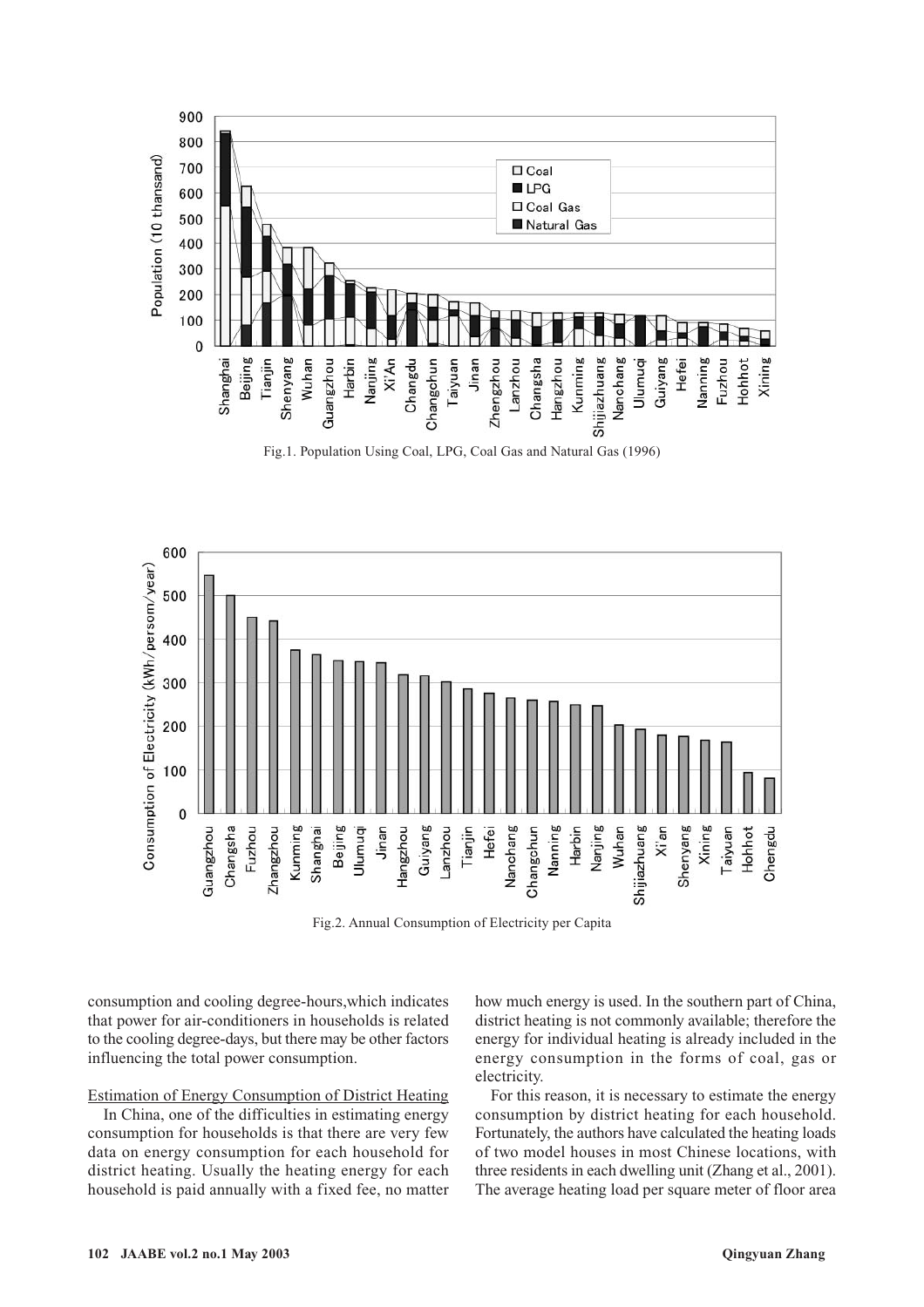Fig.1. Population Using Coal, LPG, Coal Gas and Natural Gas (1996)

Fig.2. Annual Consumption of Electricity per Capita

consumption and cooling degree-hours,which indicates that power for air-conditioners in households is related to the cooling degree-days, but there may be other factors influencing the total power consumption.

Estimation of Energy Consumption of District Heating

In China, one of the difficulties in estimating energy consumption for households is that there are very few data on energy consumption for each household for district heating. Usually the heating energy for each household is paid annually with a fixed fee, no matter how much energy is used. In the southern part of China, district heating is not commonly available; therefore the energy for individual heating is already included in the energy consumption in the forms of coal, gas or electricity.

For this reason, it is necessary to estimate the energy consumption by district heating for each household. Fortunately, the authors have calculated the heating loads of two model houses in most Chinese locations, with three residents in each dwelling unit (Zhang et al., 2001). The average heating load per square meter of floor area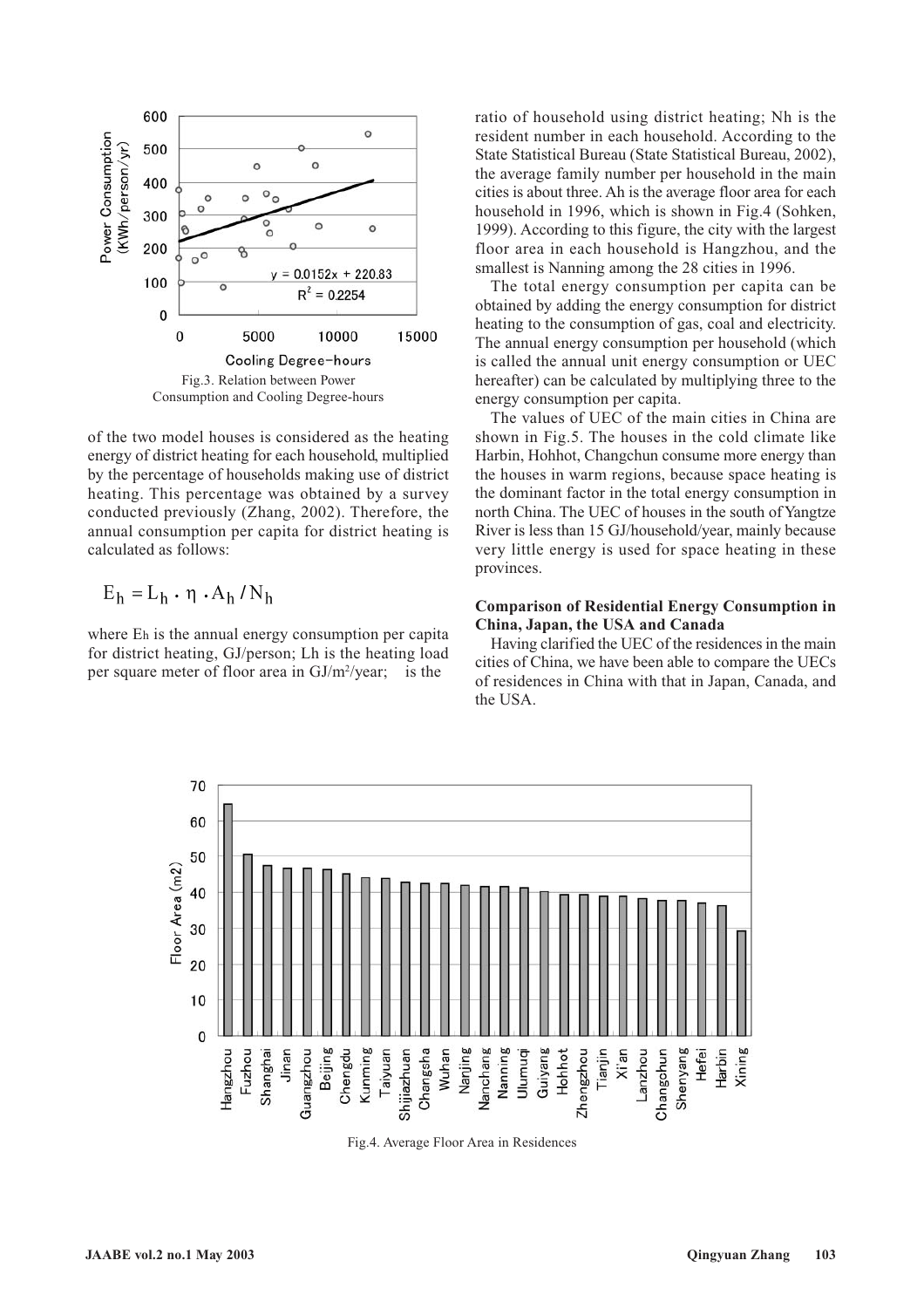Fig.3. Relation between Power Consumption and Cooling Degree-hours

of the two model houses is considered as the heating energy of district heating for each household, multiplied by the percentage of households making use of district heating. This percentage was obtained by a survey conducted previously (Zhang, 2002). Therefore, the annual consumption per capita for district heating is calculated as follows:

$$E_h = L_h \cdot \eta \cdot A_h / N_h$$

where $E_h$ is the annual energy consumption per capita for district heating, GJ/person; $L_h$ is the heating load per square meter of floor area in GJ/m²/year; $\eta$ is the ratio of household using district heating; $N_h$ is the resident number in each household. According to the State Statistical Bureau (State Statistical Bureau, 2002), the average family number per household in the main cities is about three. $A_h$ is the average floor area for each household in 1996, which is shown in Fig.4 (Sohken, 1999). According to this figure, the city with the largest floor area in each household is Hangzhou, and the smallest is Nanning among the 28 cities in 1996.

The total energy consumption per capita can be obtained by adding the energy consumption for district heating to the consumption of gas, coal and electricity. The annual energy consumption per household (which is called the annual unit energy consumption or UEC hereafter) can be calculated by multiplying three to the energy consumption per capita.

The values of UEC of the main cities in China are shown in Fig.5. The houses in the cold climate like Harbin, Hohhot, Changchun consume more energy than the houses in warm regions, because space heating is the dominant factor in the total energy consumption in north China. The UEC of houses in the south of Yangtze River is less than 15 GJ/household/year, mainly because very little energy is used for space heating in these provinces.

**Comparison of Residential Energy Consumption in China, Japan, the USA and Canada**

Having clarified the UEC of the residences in the main cities of China, we have been able to compare the UECs of residences in China with that in Japan, Canada, and the USA.

Fig.4. Average Floor Area in Residences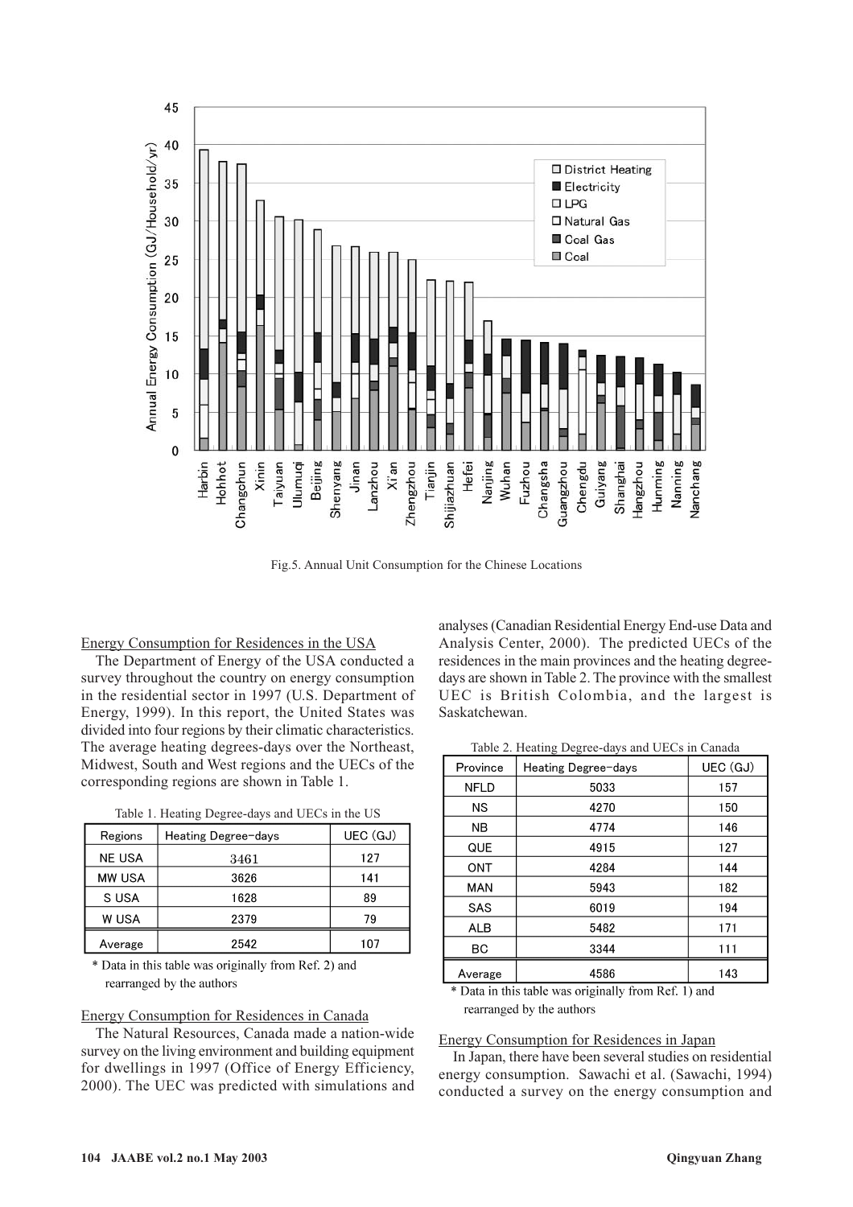Fig.5. Annual Unit Consumption for the Chinese Locations

### Energy Consumption for Residences in the USA

The Department of Energy of the USA conducted a survey throughout the country on energy consumption in the residential sector in 1997 (U.S. Department of Energy, 1999). In this report, the United States was divided into four regions by their climatic characteristics. The average heating degrees-days over the Northeast, Midwest, South and West regions and the UECs of the corresponding regions are shown in Table 1.

Table 1. Heating Degree-days and UECs in the US

| Regions | Heating Degree-days | UEC (GJ) |
|---|---|---|
| NE USA | 3461 | 127 |
| MW USA | 3626 | 141 |
| S USA | 1628 | 89 |
| W USA | 2379 | 79 |
| Average | 2542 | 107 |

\* Data in this table was originally from Ref. 2) and rearranged by the authors

### Energy Consumption for Residences in Canada

The Natural Resources, Canada made a nation-wide survey on the living environment and building equipment for dwellings in 1997 (Office of Energy Efficiency, 2000). The UEC was predicted with simulations and analyses (Canadian Residential Energy End-use Data and Analysis Center, 2000). The predicted UECs of the residences in the main provinces and the heating degree-days are shown in Table 2. The province with the smallest UEC is British Colombia, and the largest is Saskatchewan.

Table 2. Heating Degree-days and UECs in Canada

| Province | Heating Degree-days | UEC (GJ) |
|---|---|---|
| NFLD | 5033 | 157 |
| NS | 4270 | 150 |
| NB | 4774 | 146 |
| QUE | 4915 | 127 |
| ONT | 4284 | 144 |
| MAN | 5943 | 182 |
| SAS | 6019 | 194 |
| ALB | 5482 | 171 |
| BC | 3344 | 111 |
| Average | 4586 | 143 |

\* Data in this table was originally from Ref. 1) and rearranged by the authors

### Energy Consumption for Residences in Japan

In Japan, there have been several studies on residential energy consumption. Sawachi et al. (Sawachi, 1994) conducted a survey on the energy consumption and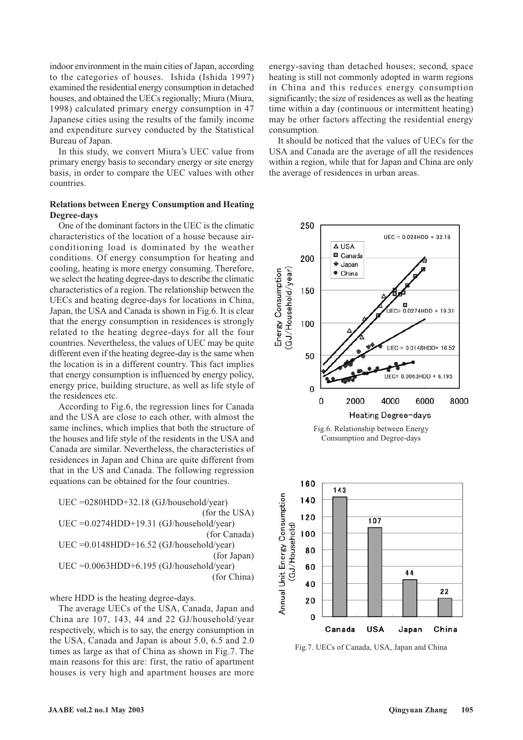indoor environment in the main cities of Japan, according to the categories of houses. Ishida (Ishida 1997) examined the residential energy consumption in detached houses, and obtained the UECs regionally; Miura (Miura, 1998) calculated primary energy consumption in 47 Japanese cities using the results of the family income and expenditure survey conducted by the Statistical Bureau of Japan.

In this study, we convert Miura's UEC value from primary energy basis to secondary energy or site energy basis, in order to compare the UEC values with other countries.

**Relations between Energy Consumption and Heating Degree-days**

One of the dominant factors in the UEC is the climatic characteristics of the location of a house because air-conditioning load is dominated by the weather conditions. Of energy consumption for heating and cooling, heating is more energy consuming. Therefore, we select the heating degree-days to describe the climatic characteristics of a region. The relationship between the UECs and heating degree-days for locations in China, Japan, the USA and Canada is shown in Fig.6. It is clear that the energy consumption in residences is strongly related to the heating degree-days for all the four countries. Nevertheless, the values of UEC may be quite different even if the heating degree-day is the same when the location is in a different country. This fact implies that energy consumption is influenced by energy policy, energy price, building structure, as well as life style of the residences etc.

According to Fig.6, the regression lines for Canada and the USA are close to each other, with almost the same inclines, which implies that both the structure of the houses and life style of the residents in the USA and Canada are similar. Nevertheless, the characteristics of residences in Japan and China are quite different from that in the US and Canada. The following regression equations can be obtained for the four countries.

$$UEC = 0280HDD + 32.18 \text{ (GJ/household/year)} \quad \text{(for the USA)}$$

$$UEC = 0.0274HDD + 19.31 \text{ (GJ/household/year)} \quad \text{(for Canada)}$$

$$UEC = 0.0148HDD + 16.52 \text{ (GJ/household/year)} \quad \text{(for Japan)}$$

$$UEC = 0.0063HDD + 6.195 \text{ (GJ/household/year)} \quad \text{(for China)}$$

where HDD is the heating degree-days.

The average UECs of the USA, Canada, Japan and China are 107, 143, 44 and 22 GJ/household/year respectively, which is to say, the energy consumption in the USA, Canada and Japan is about 5.0, 6.5 and 2.0 times as large as that of China as shown in Fig.7. The main reasons for this are: first, the ratio of apartment houses is very high and apartment houses are more energy-saving than detached houses; second, space heating is still not commonly adopted in warm regions in China and this reduces energy consumption significantly; the size of residences as well as the heating time within a day (continuous or intermittent heating) may be other factors affecting the residential energy consumption.

It should be noticed that the values of UECs for the USA and Canada are the average of all the residences within a region, while that for Japan and China are only the average of residences in urban areas.

Fig.6. Relationship between Energy Consumption and Degree-days

Fig.7. UECs of Canada, USA, Japan and China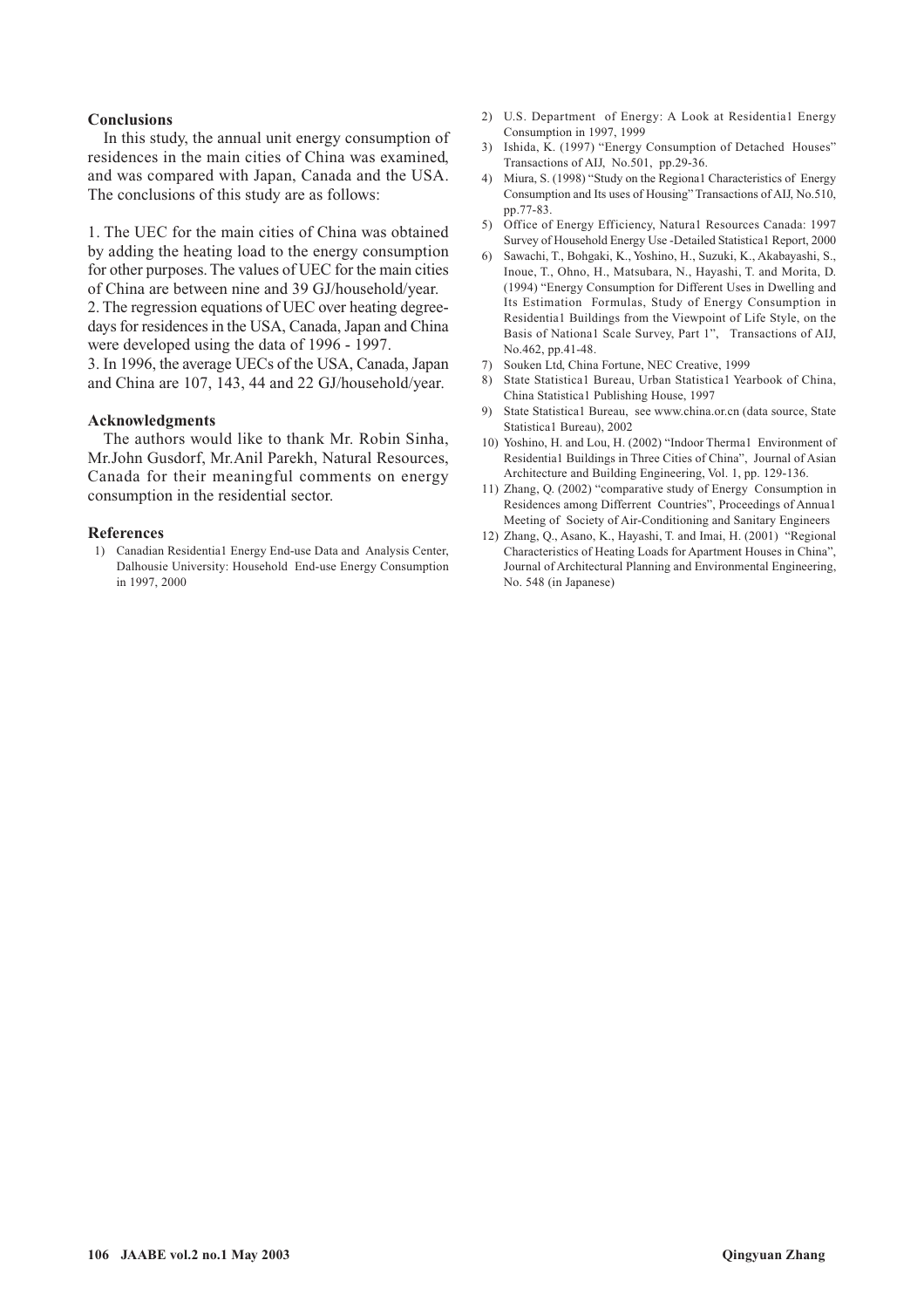## Conclusions

In this study, the annual unit energy consumption of residences in the main cities of China was examined, and was compared with Japan, Canada and the USA. The conclusions of this study are as follows:

1. The UEC for the main cities of China was obtained by adding the heating load to the energy consumption for other purposes. The values of UEC for the main cities of China are between nine and 39 GJ/household/year.
2. The regression equations of UEC over heating degree-days for residences in the USA, Canada, Japan and China were developed using the data of 1996 - 1997.
3. In 1996, the average UECs of the USA, Canada, Japan and China are 107, 143, 44 and 22 GJ/household/year.

## Acknowledgments

The authors would like to thank Mr. Robin Sinha, Mr.John Gusdorf, Mr.Anil Parekh, Natural Resources, Canada for their meaningful comments on energy consumption in the residential sector.

## References

1) Canadian Residentia1 Energy End-use Data and Analysis Center, Dalhousie University: Household End-use Energy Consumption in 1997, 2000
2) U.S. Department of Energy: A Look at Residentia1 Energy Consumption in 1997, 1999
3) Ishida, K. (1997) "Energy Consumption of Detached Houses" Transactions of AIJ, No.501, pp.29-36.
4) Miura, S. (1998) "Study on the Regiona1 Characteristics of Energy Consumption and Its uses of Housing" Transactions of AIJ, No.510, pp.77-83.
5) Office of Energy Efficiency, Natura1 Resources Canada: 1997 Survey of Household Energy Use -Detailed Statistica1 Report, 2000
6) Sawachi, T., Bohgaki, K., Yoshino, H., Suzuki, K., Akabayashi, S., Inoue, T., Ohno, H., Matsubara, N., Hayashi, T. and Morita, D. (1994) "Energy Consumption for Different Uses in Dwelling and Its Estimation Formulas, Study of Energy Consumption in Residentia1 Buildings from the Viewpoint of Life Style, on the Basis of Nationa1 Scale Survey, Part 1", Transactions of AIJ, No.462, pp.41-48.
7) Souken Ltd, China Fortune, NEC Creative, 1999
8) State Statistica1 Bureau, Urban Statistica1 Yearbook of China, China Statistica1 Publishing House, 1997
9) State Statistica1 Bureau, see www.china.or.cn (data source, State Statistica1 Bureau), 2002
10) Yoshino, H. and Lou, H. (2002) "Indoor Therma1 Environment of Residentia1 Buildings in Three Cities of China", Journal of Asian Architecture and Building Engineering, Vol. 1, pp. 129-136.
11) Zhang, Q. (2002) "comparative study of Energy Consumption in Residences among Differrent Countries", Proceedings of Annua1 Meeting of Society of Air-Conditioning and Sanitary Engineers
12) Zhang, Q., Asano, K., Hayashi, T. and Imai, H. (2001) "Regional Characteristics of Heating Loads for Apartment Houses in China", Journal of Architectural Planning and Environmental Engineering, No. 548 (in Japanese)